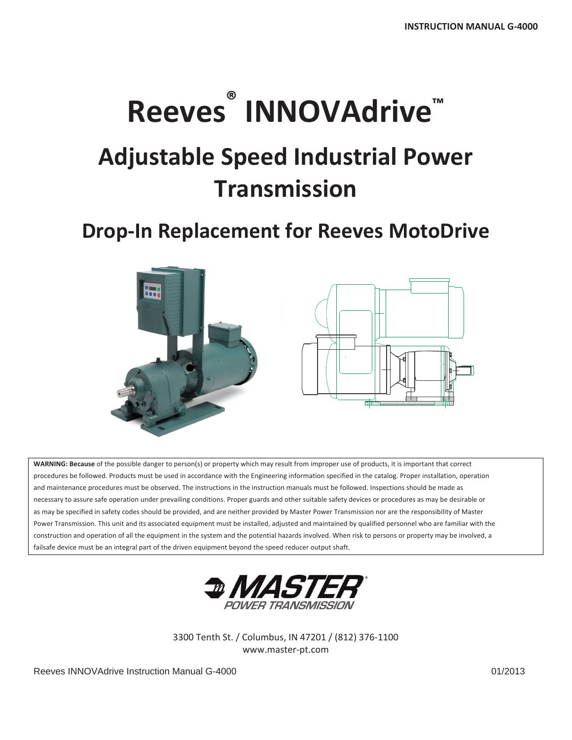INSTRUCTION MANUAL G-4000

# Reeves® INNOVAdrive™

# Adjustable Speed Industrial Power Transmission

## Drop-In Replacement for Reeves MotoDrive

**WARNING: Because** of the possible danger to person(s) or property which may result from improper use of products, it is important that correct procedures be followed. Products must be used in accordance with the Engineering information specified in the catalog. Proper installation, operation and maintenance procedures must be observed. The instructions in the instruction manuals must be followed. Inspections should be made as necessary to assure safe operation under prevailing conditions. Proper guards and other suitable safety devices or procedures as may be desirable or as may be specified in safety codes should be provided, and are neither provided by Master Power Transmission nor are the responsibility of Master Power Transmission. This unit and its associated equipment must be installed, adjusted and maintained by qualified personnel who are familiar with the construction and operation of all the equipment in the system and the potential hazards involved. When risk to persons or property may be involved, a failsafe device must be an integral part of the driven equipment beyond the speed reducer output shaft.

MASTER® POWER TRANSMISSION

3300 Tenth St. / Columbus, IN 47201 / (812) 376-1100
www.master-pt.com

Reeves INNOVAdrive Instruction Manual G-4000 01/2013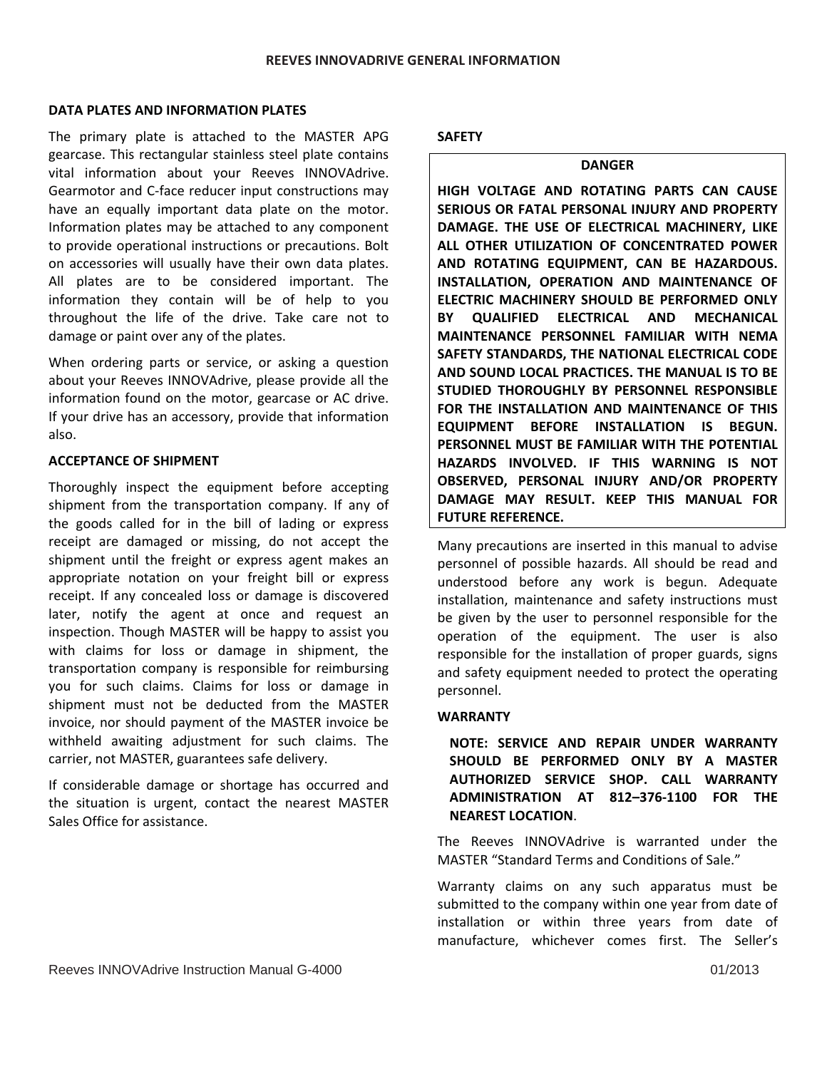## REEVES INNOVADRIVE GENERAL INFORMATION

### DATA PLATES AND INFORMATION PLATES

The primary plate is attached to the MASTER APG gearcase. This rectangular stainless steel plate contains vital information about your Reeves INNOVAdrive. Gearmotor and C-face reducer input constructions may have an equally important data plate on the motor. Information plates may be attached to any component to provide operational instructions or precautions. Bolt on accessories will usually have their own data plates. All plates are to be considered important. The information they contain will be of help to you throughout the life of the drive. Take care not to damage or paint over any of the plates.

When ordering parts or service, or asking a question about your Reeves INNOVAdrive, please provide all the information found on the motor, gearcase or AC drive. If your drive has an accessory, provide that information also.

### ACCEPTANCE OF SHIPMENT

Thoroughly inspect the equipment before accepting shipment from the transportation company. If any of the goods called for in the bill of lading or express receipt are damaged or missing, do not accept the shipment until the freight or express agent makes an appropriate notation on your freight bill or express receipt. If any concealed loss or damage is discovered later, notify the agent at once and request an inspection. Though MASTER will be happy to assist you with claims for loss or damage in shipment, the transportation company is responsible for reimbursing you for such claims. Claims for loss or damage in shipment must not be deducted from the MASTER invoice, nor should payment of the MASTER invoice be withheld awaiting adjustment for such claims. The carrier, not MASTER, guarantees safe delivery.

If considerable damage or shortage has occurred and the situation is urgent, contact the nearest MASTER Sales Office for assistance.

### SAFETY

**DANGER**

**HIGH VOLTAGE AND ROTATING PARTS CAN CAUSE SERIOUS OR FATAL PERSONAL INJURY AND PROPERTY DAMAGE. THE USE OF ELECTRICAL MACHINERY, LIKE ALL OTHER UTILIZATION OF CONCENTRATED POWER AND ROTATING EQUIPMENT, CAN BE HAZARDOUS. INSTALLATION, OPERATION AND MAINTENANCE OF ELECTRIC MACHINERY SHOULD BE PERFORMED ONLY BY QUALIFIED ELECTRICAL AND MECHANICAL MAINTENANCE PERSONNEL FAMILIAR WITH NEMA SAFETY STANDARDS, THE NATIONAL ELECTRICAL CODE AND SOUND LOCAL PRACTICES. THE MANUAL IS TO BE STUDIED THOROUGHLY BY PERSONNEL RESPONSIBLE FOR THE INSTALLATION AND MAINTENANCE OF THIS EQUIPMENT BEFORE INSTALLATION IS BEGUN. PERSONNEL MUST BE FAMILIAR WITH THE POTENTIAL HAZARDS INVOLVED. IF THIS WARNING IS NOT OBSERVED, PERSONAL INJURY AND/OR PROPERTY DAMAGE MAY RESULT. KEEP THIS MANUAL FOR FUTURE REFERENCE.**

Many precautions are inserted in this manual to advise personnel of possible hazards. All should be read and understood before any work is begun. Adequate installation, maintenance and safety instructions must be given by the user to personnel responsible for the operation of the equipment. The user is also responsible for the installation of proper guards, signs and safety equipment needed to protect the operating personnel.

### WARRANTY

**NOTE: SERVICE AND REPAIR UNDER WARRANTY SHOULD BE PERFORMED ONLY BY A MASTER AUTHORIZED SERVICE SHOP. CALL WARRANTY ADMINISTRATION AT 812–376-1100 FOR THE NEAREST LOCATION**.

The Reeves INNOVAdrive is warranted under the MASTER "Standard Terms and Conditions of Sale."

Warranty claims on any such apparatus must be submitted to the company within one year from date of installation or within three years from date of manufacture, whichever comes first. The Seller's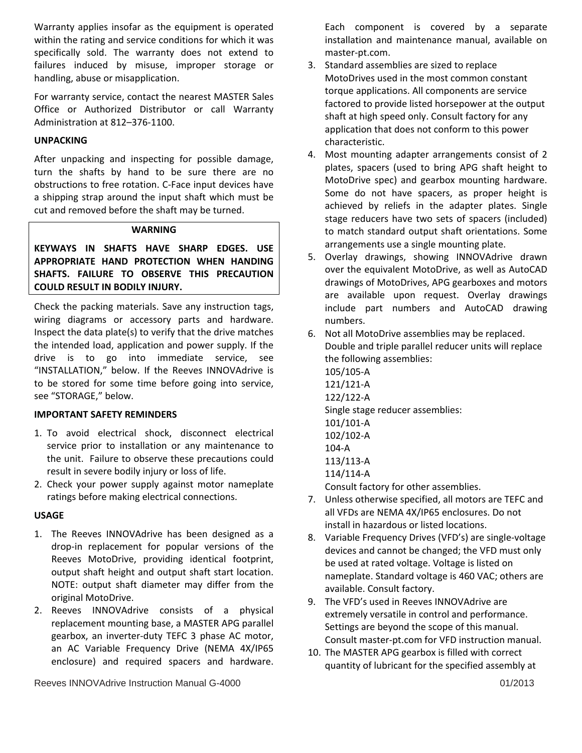Warranty applies insofar as the equipment is operated within the rating and service conditions for which it was specifically sold. The warranty does not extend to failures induced by misuse, improper storage or handling, abuse or misapplication.

For warranty service, contact the nearest MASTER Sales Office or Authorized Distributor or call Warranty Administration at 812–376-1100.

**UNPACKING**

After unpacking and inspecting for possible damage, turn the shafts by hand to be sure there are no obstructions to free rotation. C-Face input devices have a shipping strap around the input shaft which must be cut and removed before the shaft may be turned.

> **WARNING**
>
> **KEYWAYS IN SHAFTS HAVE SHARP EDGES. USE APPROPRIATE HAND PROTECTION WHEN HANDING SHAFTS. FAILURE TO OBSERVE THIS PRECAUTION COULD RESULT IN BODILY INJURY.**

Check the packing materials. Save any instruction tags, wiring diagrams or accessory parts and hardware. Inspect the data plate(s) to verify that the drive matches the intended load, application and power supply. If the drive is to go into immediate service, see "INSTALLATION," below. If the Reeves INNOVAdrive is to be stored for some time before going into service, see "STORAGE," below.

**IMPORTANT SAFETY REMINDERS**

1. To avoid electrical shock, disconnect electrical service prior to installation or any maintenance to the unit. Failure to observe these precautions could result in severe bodily injury or loss of life.
2. Check your power supply against motor nameplate ratings before making electrical connections.

**USAGE**

1. The Reeves INNOVAdrive has been designed as a drop-in replacement for popular versions of the Reeves MotoDrive, providing identical footprint, output shaft height and output shaft start location. NOTE: output shaft diameter may differ from the original MotoDrive.
2. Reeves INNOVAdrive consists of a physical replacement mounting base, a MASTER APG parallel gearbox, an inverter-duty TEFC 3 phase AC motor, an AC Variable Frequency Drive (NEMA 4X/IP65 enclosure) and required spacers and hardware. Each component is covered by a separate installation and maintenance manual, available on master-pt.com.
3. Standard assemblies are sized to replace MotoDrives used in the most common constant torque applications. All components are service factored to provide listed horsepower at the output shaft at high speed only. Consult factory for any application that does not conform to this power characteristic.
4. Most mounting adapter arrangements consist of 2 plates, spacers (used to bring APG shaft height to MotoDrive spec) and gearbox mounting hardware. Some do not have spacers, as proper height is achieved by reliefs in the adapter plates. Single stage reducers have two sets of spacers (included) to match standard output shaft orientations. Some arrangements use a single mounting plate.
5. Overlay drawings, showing INNOVAdrive drawn over the equivalent MotoDrive, as well as AutoCAD drawings of MotoDrives, APG gearboxes and motors are available upon request. Overlay drawings include part numbers and AutoCAD drawing numbers.
6. Not all MotoDrive assemblies may be replaced. Double and triple parallel reducer units will replace the following assemblies:
   105/105-A
   121/121-A
   122/122-A
   Single stage reducer assemblies:
   101/101-A
   102/102-A
   104-A
   113/113-A
   114/114-A
   Consult factory for other assemblies.
7. Unless otherwise specified, all motors are TEFC and all VFDs are NEMA 4X/IP65 enclosures. Do not install in hazardous or listed locations.
8. Variable Frequency Drives (VFD's) are single-voltage devices and cannot be changed; the VFD must only be used at rated voltage. Voltage is listed on nameplate. Standard voltage is 460 VAC; others are available. Consult factory.
9. The VFD's used in Reeves INNOVAdrive are extremely versatile in control and performance. Settings are beyond the scope of this manual. Consult master-pt.com for VFD instruction manual.
10. The MASTER APG gearbox is filled with correct quantity of lubricant for the specified assembly at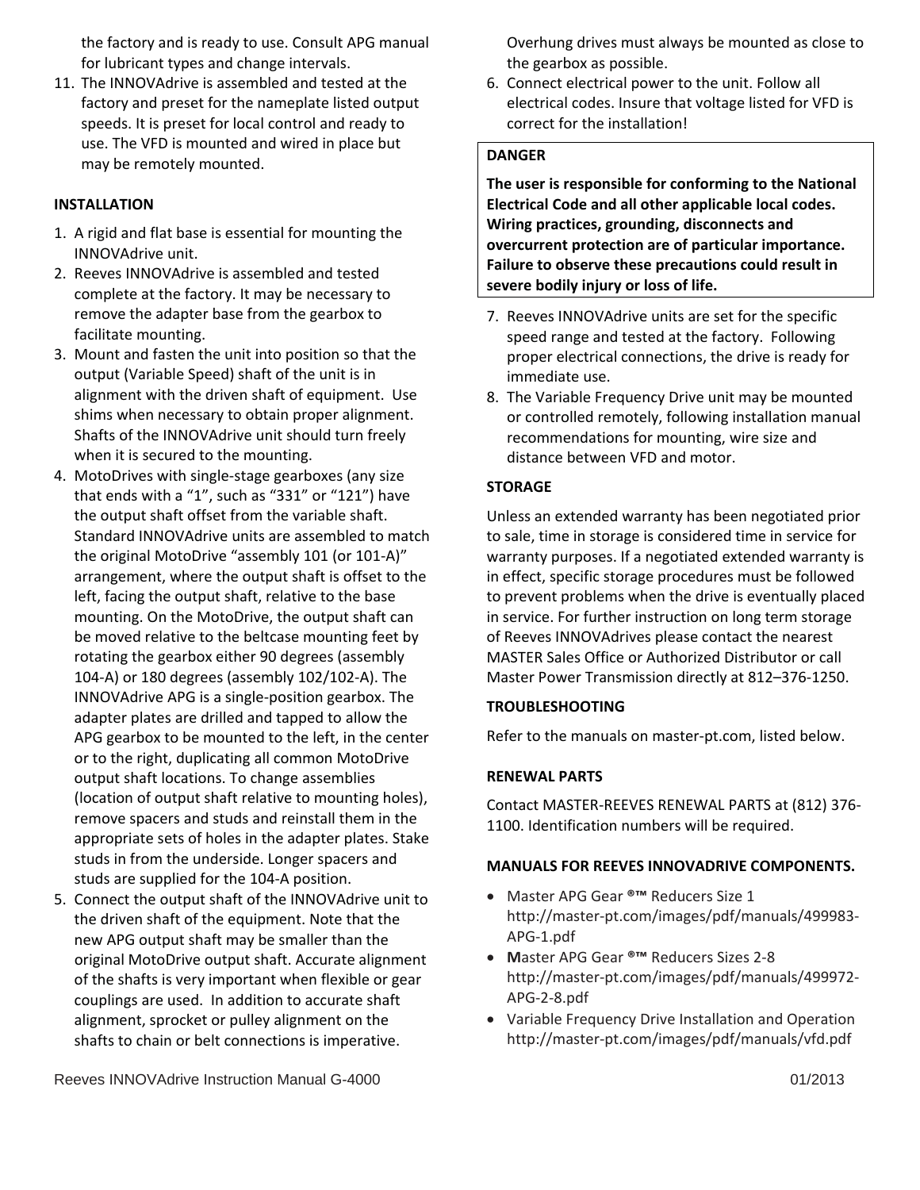the factory and is ready to use. Consult APG manual for lubricant types and change intervals.

11. The INNOVAdrive is assembled and tested at the factory and preset for the nameplate listed output speeds. It is preset for local control and ready to use. The VFD is mounted and wired in place but may be remotely mounted.

**INSTALLATION**

1. A rigid and flat base is essential for mounting the INNOVAdrive unit.
2. Reeves INNOVAdrive is assembled and tested complete at the factory. It may be necessary to remove the adapter base from the gearbox to facilitate mounting.
3. Mount and fasten the unit into position so that the output (Variable Speed) shaft of the unit is in alignment with the driven shaft of equipment. Use shims when necessary to obtain proper alignment. Shafts of the INNOVAdrive unit should turn freely when it is secured to the mounting.
4. MotoDrives with single-stage gearboxes (any size that ends with a "1", such as "331" or "121") have the output shaft offset from the variable shaft. Standard INNOVAdrive units are assembled to match the original MotoDrive "assembly 101 (or 101-A)" arrangement, where the output shaft is offset to the left, facing the output shaft, relative to the base mounting. On the MotoDrive, the output shaft can be moved relative to the beltcase mounting feet by rotating the gearbox either 90 degrees (assembly 104-A) or 180 degrees (assembly 102/102-A). The INNOVAdrive APG is a single-position gearbox. The adapter plates are drilled and tapped to allow the APG gearbox to be mounted to the left, in the center or to the right, duplicating all common MotoDrive output shaft locations. To change assemblies (location of output shaft relative to mounting holes), remove spacers and studs and reinstall them in the appropriate sets of holes in the adapter plates. Stake studs in from the underside. Longer spacers and studs are supplied for the 104-A position.
5. Connect the output shaft of the INNOVAdrive unit to the driven shaft of the equipment. Note that the new APG output shaft may be smaller than the original MotoDrive output shaft. Accurate alignment of the shafts is very important when flexible or gear couplings are used. In addition to accurate shaft alignment, sprocket or pulley alignment on the shafts to chain or belt connections is imperative. Overhung drives must always be mounted as close to the gearbox as possible.
6. Connect electrical power to the unit. Follow all electrical codes. Insure that voltage listed for VFD is correct for the installation!

**DANGER**

**The user is responsible for conforming to the National Electrical Code and all other applicable local codes. Wiring practices, grounding, disconnects and overcurrent protection are of particular importance. Failure to observe these precautions could result in severe bodily injury or loss of life.**

7. Reeves INNOVAdrive units are set for the specific speed range and tested at the factory. Following proper electrical connections, the drive is ready for immediate use.
8. The Variable Frequency Drive unit may be mounted or controlled remotely, following installation manual recommendations for mounting, wire size and distance between VFD and motor.

**STORAGE**

Unless an extended warranty has been negotiated prior to sale, time in storage is considered time in service for warranty purposes. If a negotiated extended warranty is in effect, specific storage procedures must be followed to prevent problems when the drive is eventually placed in service. For further instruction on long term storage of Reeves INNOVAdrives please contact the nearest MASTER Sales Office or Authorized Distributor or call Master Power Transmission directly at 812–376-1250.

**TROUBLESHOOTING**

Refer to the manuals on master-pt.com, listed below.

**RENEWAL PARTS**

Contact MASTER-REEVES RENEWAL PARTS at (812) 376-1100. Identification numbers will be required.

**MANUALS FOR REEVES INNOVADRIVE COMPONENTS.**

- Master APG Gear ®™ Reducers Size 1 http://master-pt.com/images/pdf/manuals/499983-APG-1.pdf
- **M**aster APG Gear ®™ Reducers Sizes 2-8 http://master-pt.com/images/pdf/manuals/499972-APG-2-8.pdf
- Variable Frequency Drive Installation and Operation http://master-pt.com/images/pdf/manuals/vfd.pdf

Reeves INNOVAdrive Instruction Manual G-4000 01/2013